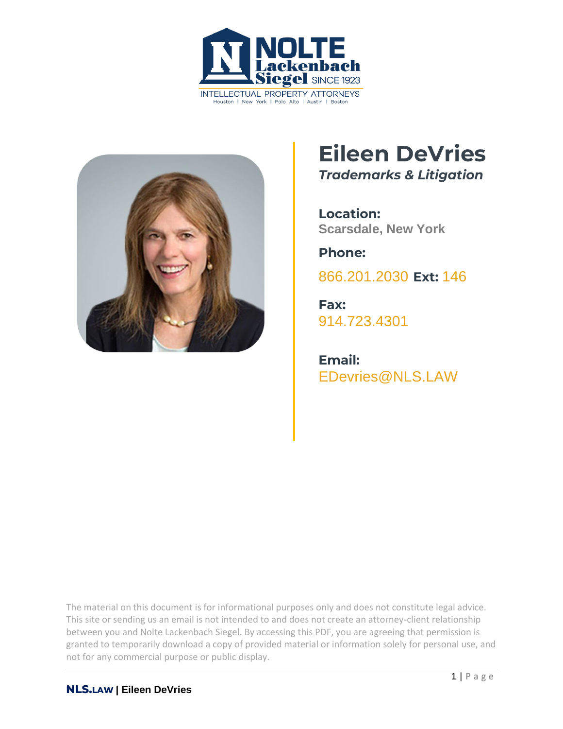NOLTE Lackenbach Siegel SINCE 1923

INTELLECTUAL PROPERTY ATTORNEYS

Houston | New York | Palo Alto | Austin | Boston

# Eileen DeVries

***Trademarks & Litigation***

**Location:**
**Scarsdale, New York**

**Phone:**

866.201.2030 **Ext:** 146

**Fax:**
914.723.4301

**Email:**
EDevries@NLS.LAW

The material on this document is for informational purposes only and does not constitute legal advice. This site or sending us an email is not intended to and does not create an attorney-client relationship between you and Nolte Lackenbach Siegel. By accessing this PDF, you are agreeing that permission is granted to temporarily download a copy of provided material or information solely for personal use, and not for any commercial purpose or public display.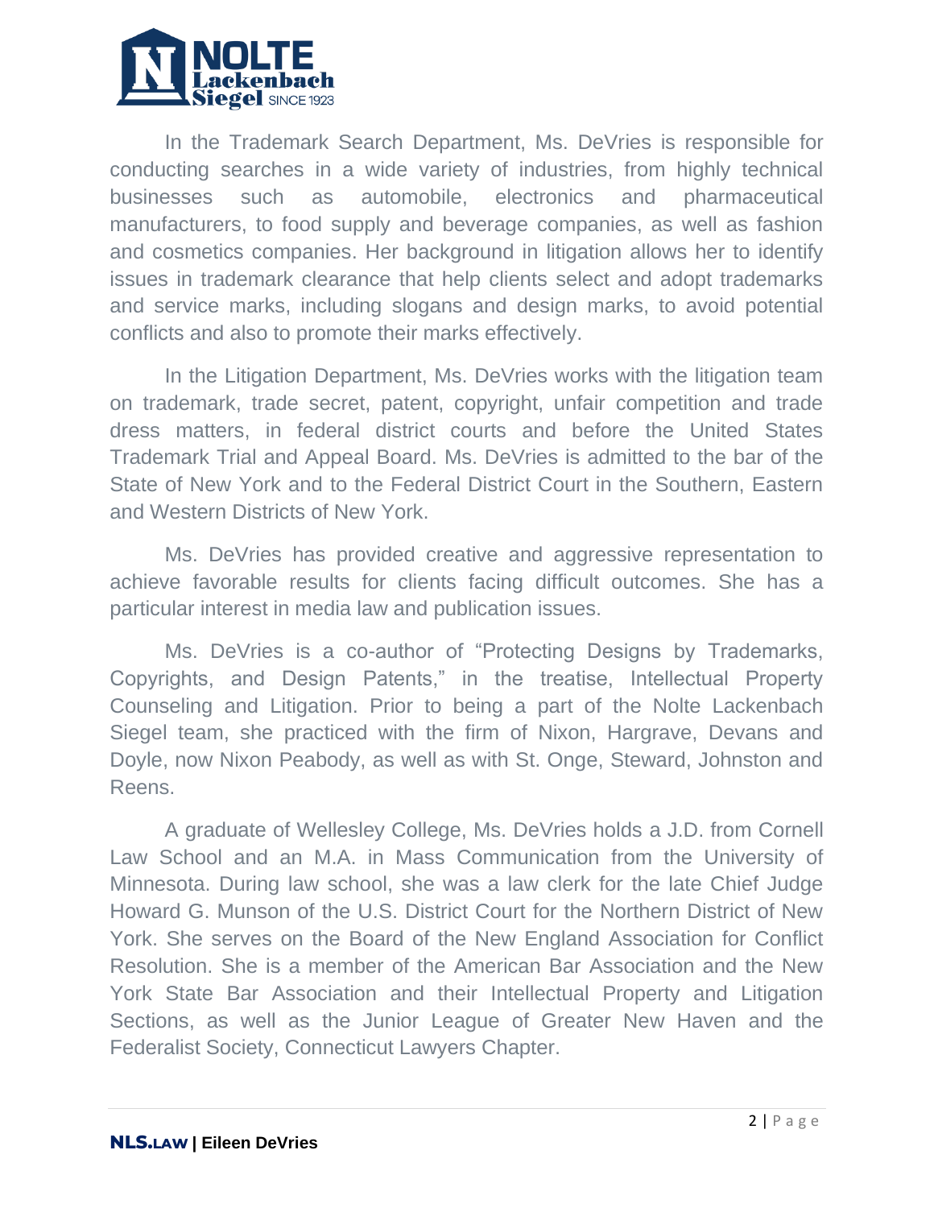In the Trademark Search Department, Ms. DeVries is responsible for conducting searches in a wide variety of industries, from highly technical businesses such as automobile, electronics and pharmaceutical manufacturers, to food supply and beverage companies, as well as fashion and cosmetics companies. Her background in litigation allows her to identify issues in trademark clearance that help clients select and adopt trademarks and service marks, including slogans and design marks, to avoid potential conflicts and also to promote their marks effectively.

In the Litigation Department, Ms. DeVries works with the litigation team on trademark, trade secret, patent, copyright, unfair competition and trade dress matters, in federal district courts and before the United States Trademark Trial and Appeal Board. Ms. DeVries is admitted to the bar of the State of New York and to the Federal District Court in the Southern, Eastern and Western Districts of New York.

Ms. DeVries has provided creative and aggressive representation to achieve favorable results for clients facing difficult outcomes. She has a particular interest in media law and publication issues.

Ms. DeVries is a co-author of "Protecting Designs by Trademarks, Copyrights, and Design Patents," in the treatise, Intellectual Property Counseling and Litigation. Prior to being a part of the Nolte Lackenbach Siegel team, she practiced with the firm of Nixon, Hargrave, Devans and Doyle, now Nixon Peabody, as well as with St. Onge, Steward, Johnston and Reens.

A graduate of Wellesley College, Ms. DeVries holds a J.D. from Cornell Law School and an M.A. in Mass Communication from the University of Minnesota. During law school, she was a law clerk for the late Chief Judge Howard G. Munson of the U.S. District Court for the Northern District of New York. She serves on the Board of the New England Association for Conflict Resolution. She is a member of the American Bar Association and the New York State Bar Association and their Intellectual Property and Litigation Sections, as well as the Junior League of Greater New Haven and the Federalist Society, Connecticut Lawyers Chapter.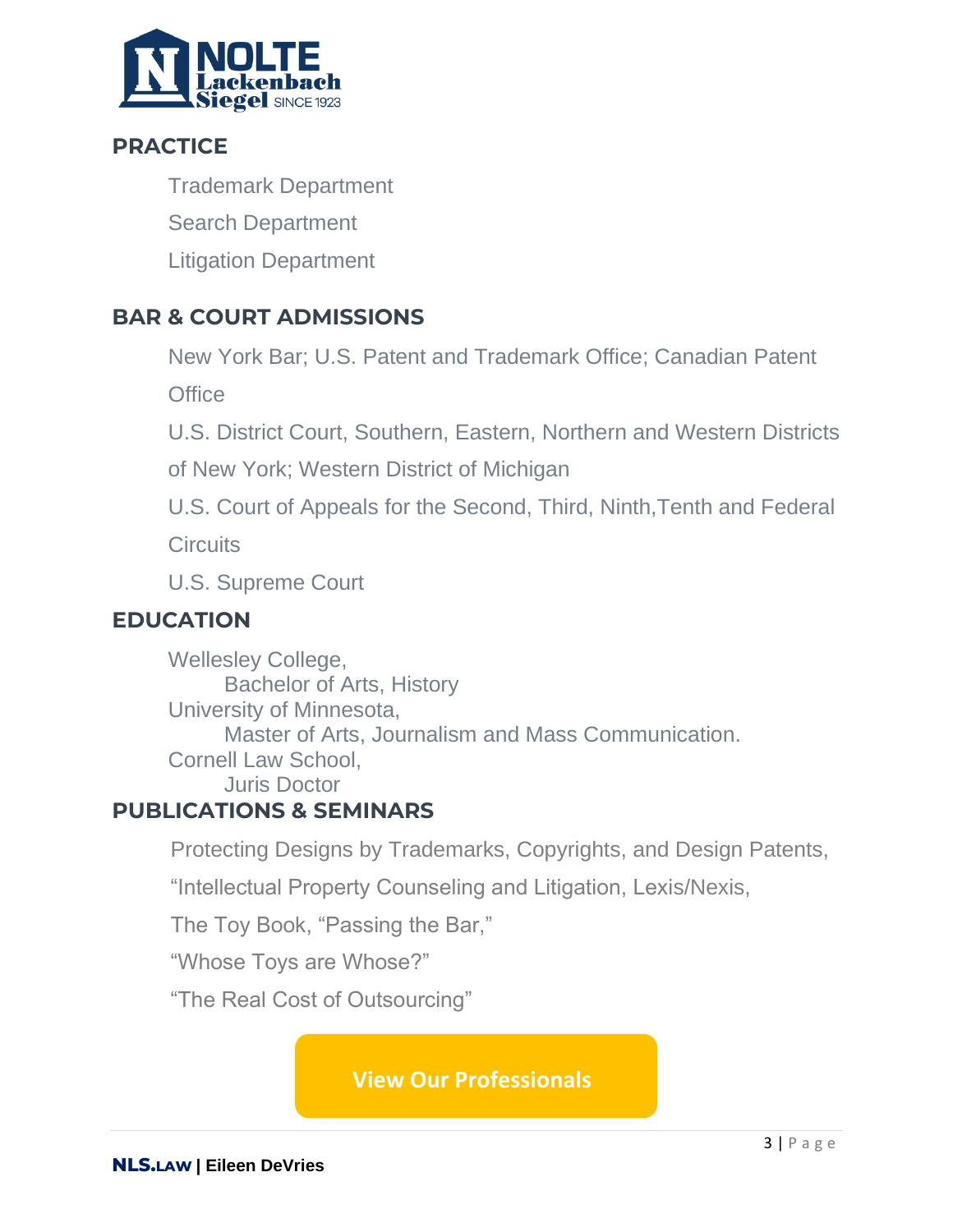## PRACTICE

Trademark Department

Search Department

Litigation Department

## BAR & COURT ADMISSIONS

New York Bar; U.S. Patent and Trademark Office; Canadian Patent Office

U.S. District Court, Southern, Eastern, Northern and Western Districts of New York; Western District of Michigan

U.S. Court of Appeals for the Second, Third, Ninth,Tenth and Federal Circuits

U.S. Supreme Court

## EDUCATION

Wellesley College,
Bachelor of Arts, History

University of Minnesota,
Master of Arts, Journalism and Mass Communication.

Cornell Law School,
Juris Doctor

## PUBLICATIONS & SEMINARS

Protecting Designs by Trademarks, Copyrights, and Design Patents,

“Intellectual Property Counseling and Litigation, Lexis/Nexis,

The Toy Book, “Passing the Bar,”

“Whose Toys are Whose?”

“The Real Cost of Outsourcing”

**View Our Professionals**